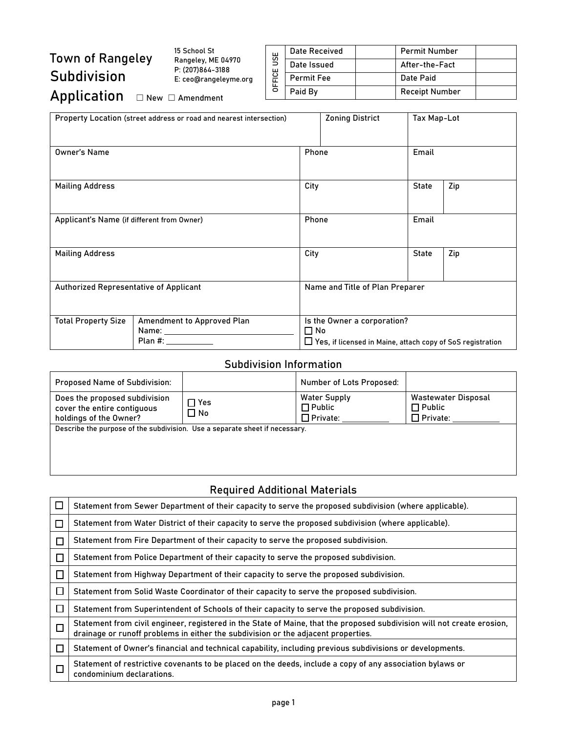# Town of Rangeley Subdivision Application

☐ New ☐ Amendment

15 School St
Rangeley, ME 04970
P: (207)864-3188
E: ceo@rangeleyme.org

| OFFICE USE | | | |
|---|---|---|---|
| Date Received | | Permit Number | |
| Date Issued | | After-the-Fact | |
| Permit Fee | | Date Paid | |
| Paid By | | Receipt Number | |

| Property Location (street address or road and nearest intersection) | | Zoning District | Tax Map-Lot | |
|---|---|---|---|---|
| Owner's Name | | Phone | Email | |
| Mailing Address | | City | State | Zip |
| Applicant's Name (if different from Owner) | | Phone | Email | |
| Mailing Address | | City | State | Zip |
| Authorized Representative of Applicant | | Name and Title of Plan Preparer | | |
| Total Property Size | Amendment to Approved Plan<br>Name: ____________<br>Plan #: ________ | Is the Owner a corporation?<br>☐ No<br>☐ Yes, if licensed in Maine, attach copy of SoS registration | | |

## Subdivision Information

| Proposed Name of Subdivision: | | Number of Lots Proposed: | |
|---|---|---|---|
| Does the proposed subdivision cover the entire contiguous holdings of the Owner? | ☐ Yes<br>☐ No | Water Supply<br>☐ Public<br>☐ Private: ________ | Wastewater Disposal<br>☐ Public<br>☐ Private: ________ |
| Describe the purpose of the subdivision. Use a separate sheet if necessary. | | | |

## Required Additional Materials

| | |
|---|---|
| ☐ | Statement from Sewer Department of their capacity to serve the proposed subdivision (where applicable). |
| ☐ | Statement from Water District of their capacity to serve the proposed subdivision (where applicable). |
| ☐ | Statement from Fire Department of their capacity to serve the proposed subdivision. |
| ☐ | Statement from Police Department of their capacity to serve the proposed subdivision. |
| ☐ | Statement from Highway Department of their capacity to serve the proposed subdivision. |
| ☐ | Statement from Solid Waste Coordinator of their capacity to serve the proposed subdivision. |
| ☐ | Statement from Superintendent of Schools of their capacity to serve the proposed subdivision. |
| ☐ | Statement from civil engineer, registered in the State of Maine, that the proposed subdivision will not create erosion, drainage or runoff problems in either the subdivision or the adjacent properties. |
| ☐ | Statement of Owner's financial and technical capability, including previous subdivisions or developments. |
| ☐ | Statement of restrictive covenants to be placed on the deeds, include a copy of any association bylaws or condominium declarations. |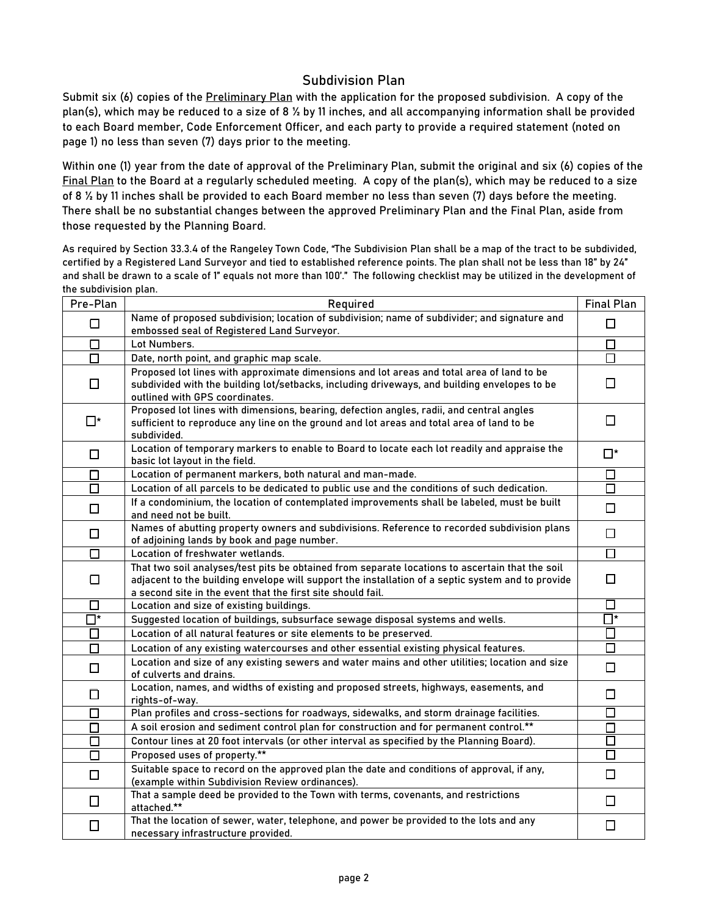## Subdivision Plan

Submit six (6) copies of the Preliminary Plan with the application for the proposed subdivision. A copy of the plan(s), which may be reduced to a size of 8 ½ by 11 inches, and all accompanying information shall be provided to each Board member, Code Enforcement Officer, and each party to provide a required statement (noted on page 1) no less than seven (7) days prior to the meeting.

Within one (1) year from the date of approval of the Preliminary Plan, submit the original and six (6) copies of the Final Plan to the Board at a regularly scheduled meeting. A copy of the plan(s), which may be reduced to a size of 8 ½ by 11 inches shall be provided to each Board member no less than seven (7) days before the meeting. There shall be no substantial changes between the approved Preliminary Plan and the Final Plan, aside from those requested by the Planning Board.

As required by Section 33.3.4 of the Rangeley Town Code, "The Subdivision Plan shall be a map of the tract to be subdivided, certified by a Registered Land Surveyor and tied to established reference points. The plan shall not be less than 18" by 24" and shall be drawn to a scale of 1" equals not more than 100'." The following checklist may be utilized in the development of the subdivision plan.

| Pre-Plan | Required | Final Plan |
|---|---|---|
| ☐ | Name of proposed subdivision; location of subdivision; name of subdivider; and signature and embossed seal of Registered Land Surveyor. | ☐ |
| ☐ | Lot Numbers. | ☐ |
| ☐ | Date, north point, and graphic map scale. | ☐ |
| ☐ | Proposed lot lines with approximate dimensions and lot areas and total area of land to be subdivided with the building lot/setbacks, including driveways, and building envelopes to be outlined with GPS coordinates. | ☐ |
| ☐* | Proposed lot lines with dimensions, bearing, defection angles, radii, and central angles sufficient to reproduce any line on the ground and lot areas and total area of land to be subdivided. | ☐ |
| ☐ | Location of temporary markers to enable to Board to locate each lot readily and appraise the basic lot layout in the field. | ☐* |
| ☐ | Location of permanent markers, both natural and man-made. | ☐ |
| ☐ | Location of all parcels to be dedicated to public use and the conditions of such dedication. | ☐ |
| ☐ | If a condominium, the location of contemplated improvements shall be labeled, must be built and need not be built. | ☐ |
| ☐ | Names of abutting property owners and subdivisions. Reference to recorded subdivision plans of adjoining lands by book and page number. | ☐ |
| ☐ | Location of freshwater wetlands. | ☐ |
| ☐ | That two soil analyses/test pits be obtained from separate locations to ascertain that the soil adjacent to the building envelope will support the installation of a septic system and to provide a second site in the event that the first site should fail. | ☐ |
| ☐ | Location and size of existing buildings. | ☐ |
| ☐* | Suggested location of buildings, subsurface sewage disposal systems and wells. | ☐* |
| ☐ | Location of all natural features or site elements to be preserved. | ☐ |
| ☐ | Location of any existing watercourses and other essential existing physical features. | ☐ |
| ☐ | Location and size of any existing sewers and water mains and other utilities; location and size of culverts and drains. | ☐ |
| ☐ | Location, names, and widths of existing and proposed streets, highways, easements, and rights-of-way. | ☐ |
| ☐ | Plan profiles and cross-sections for roadways, sidewalks, and storm drainage facilities. | ☐ |
| ☐ | A soil erosion and sediment control plan for construction and for permanent control.** | ☐ |
| ☐ | Contour lines at 20 foot intervals (or other interval as specified by the Planning Board). | ☐ |
| ☐ | Proposed uses of property.** | ☐ |
| ☐ | Suitable space to record on the approved plan the date and conditions of approval, if any, (example within Subdivision Review ordinances). | ☐ |
| ☐ | That a sample deed be provided to the Town with terms, covenants, and restrictions attached.** | ☐ |
| ☐ | That the location of sewer, water, telephone, and power be provided to the lots and any necessary infrastructure provided. | ☐ |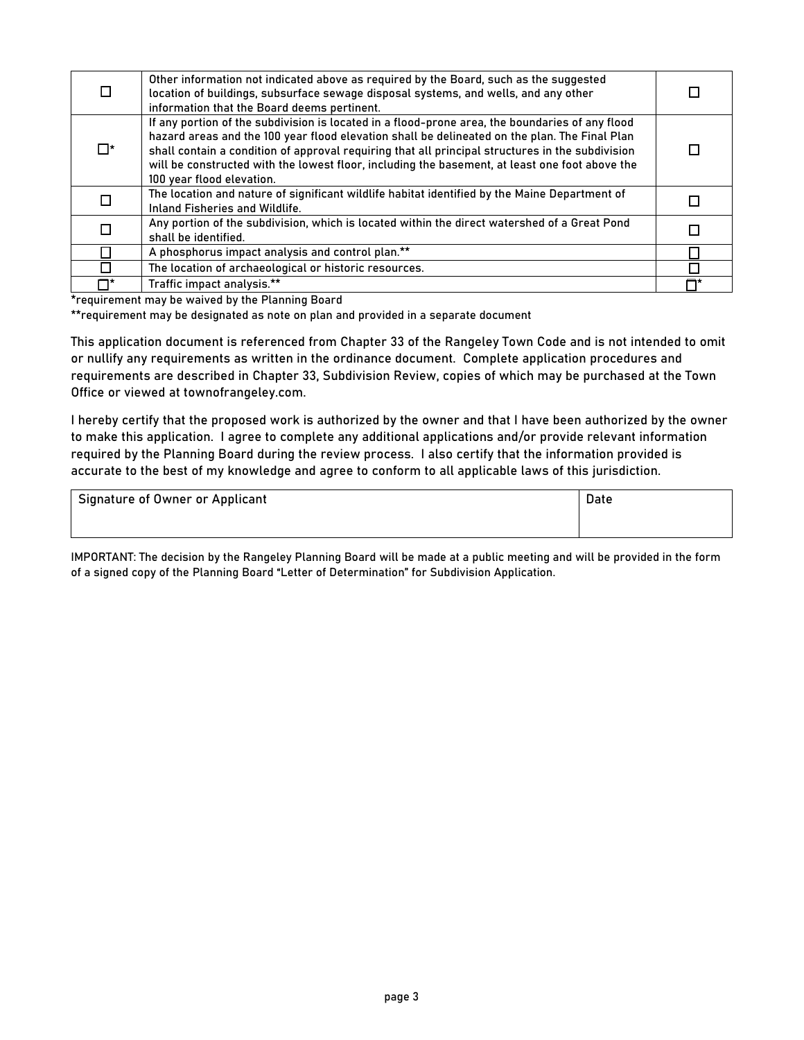| | | |
|---|---|---|
| ☐ | Other information not indicated above as required by the Board, such as the suggested location of buildings, subsurface sewage disposal systems, and wells, and any other information that the Board deems pertinent. | ☐ |
| ☐* | If any portion of the subdivision is located in a flood-prone area, the boundaries of any flood hazard areas and the 100 year flood elevation shall be delineated on the plan. The Final Plan shall contain a condition of approval requiring that all principal structures in the subdivision will be constructed with the lowest floor, including the basement, at least one foot above the 100 year flood elevation. | ☐ |
| ☐ | The location and nature of significant wildlife habitat identified by the Maine Department of Inland Fisheries and Wildlife. | ☐ |
| ☐ | Any portion of the subdivision, which is located within the direct watershed of a Great Pond shall be identified. | ☐ |
| ☐ | A phosphorus impact analysis and control plan.** | ☐ |
| ☐ | The location of archaeological or historic resources. | ☐ |
| ☐* | Traffic impact analysis.** | ☐* |

*requirement may be waived by the Planning Board

**requirement may be designated as note on plan and provided in a separate document

This application document is referenced from Chapter 33 of the Rangeley Town Code and is not intended to omit or nullify any requirements as written in the ordinance document. Complete application procedures and requirements are described in Chapter 33, Subdivision Review, copies of which may be purchased at the Town Office or viewed at townofrangeley.com.

I hereby certify that the proposed work is authorized by the owner and that I have been authorized by the owner to make this application. I agree to complete any additional applications and/or provide relevant information required by the Planning Board during the review process. I also certify that the information provided is accurate to the best of my knowledge and agree to conform to all applicable laws of this jurisdiction.

| Signature of Owner or Applicant | Date |
|---|---|
| | |

IMPORTANT: The decision by the Rangeley Planning Board will be made at a public meeting and will be provided in the form of a signed copy of the Planning Board "Letter of Determination" for Subdivision Application.